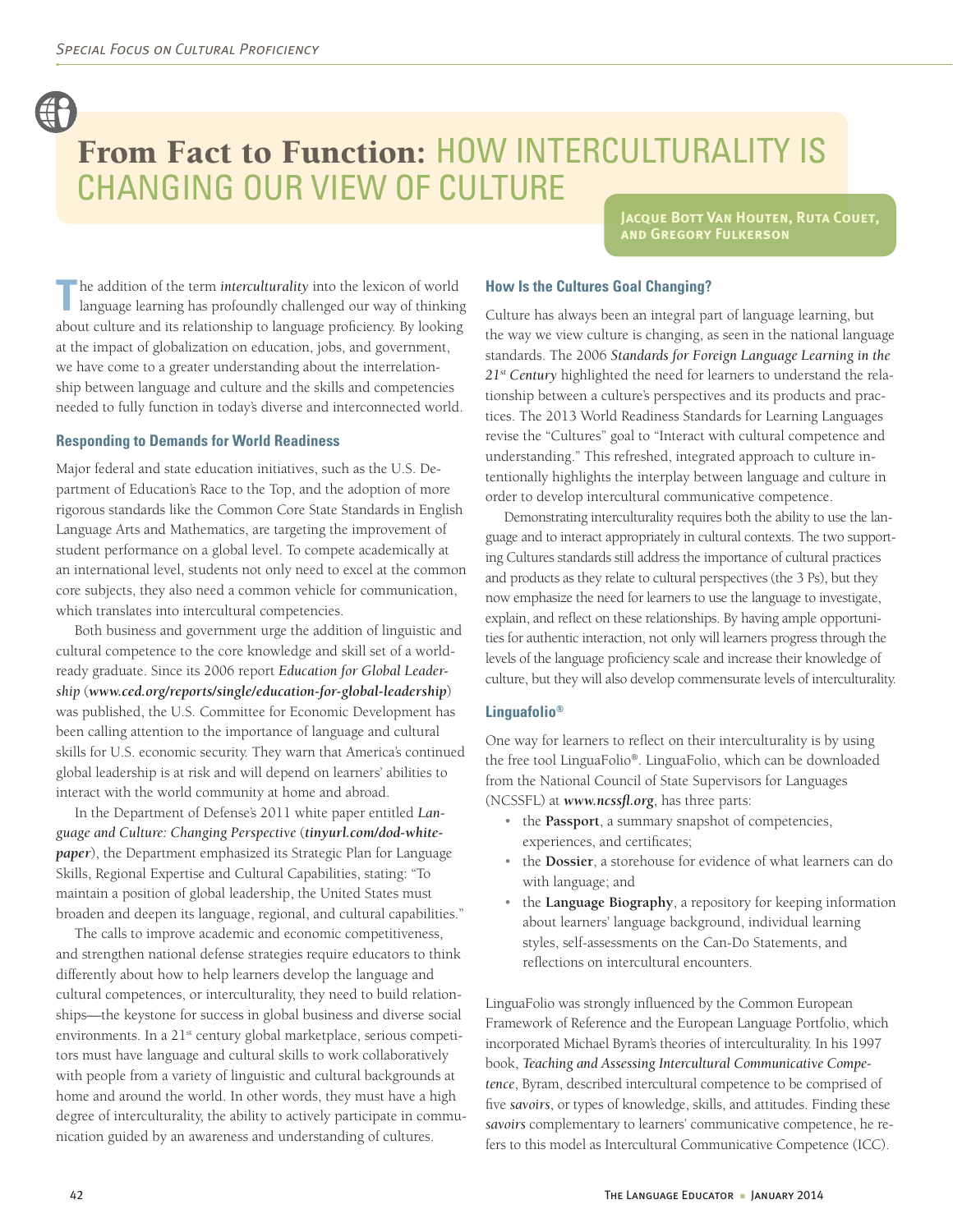# From Fact to Function: HOW INTERCULTURALITY IS CHANGING OUR VIEW OF CULTURE

**Jacque Bott Van Houten, Ruta Couet, and Gregory Fulkerson**

The addition of the term *interculturality* into the lexicon of world language learning has profoundly challenged our way of thinking about culture and its relationship to language proficiency. By looking at the impact of globalization on education, jobs, and government, we have come to a greater understanding about the interrelationship between language and culture and the skills and competencies needed to fully function in today's diverse and interconnected world.

### Responding to Demands for World Readiness

Major federal and state education initiatives, such as the U.S. Department of Education's Race to the Top, and the adoption of more rigorous standards like the Common Core State Standards in English Language Arts and Mathematics, are targeting the improvement of student performance on a global level. To compete academically at an international level, students not only need to excel at the common core subjects, they also need a common vehicle for communication, which translates into intercultural competencies.

Both business and government urge the addition of linguistic and cultural competence to the core knowledge and skill set of a world-ready graduate. Since its 2006 report *Education for Global Leadership* (***www.ced.org/reports/single/education-for-global-leadership***) was published, the U.S. Committee for Economic Development has been calling attention to the importance of language and cultural skills for U.S. economic security. They warn that America's continued global leadership is at risk and will depend on learners' abilities to interact with the world community at home and abroad.

In the Department of Defense's 2011 white paper entitled *Language and Culture: Changing Perspective* (***tinyurl.com/dod-white-paper***), the Department emphasized its Strategic Plan for Language Skills, Regional Expertise and Cultural Capabilities, stating: "To maintain a position of global leadership, the United States must broaden and deepen its language, regional, and cultural capabilities."

The calls to improve academic and economic competitiveness, and strengthen national defense strategies require educators to think differently about how to help learners develop the language and cultural competences, or interculturality, they need to build relationships—the keystone for success in global business and diverse social environments. In a 21st century global marketplace, serious competitors must have language and cultural skills to work collaboratively with people from a variety of linguistic and cultural backgrounds at home and around the world. In other words, they must have a high degree of interculturality, the ability to actively participate in communication guided by an awareness and understanding of cultures.

### How Is the Cultures Goal Changing?

Culture has always been an integral part of language learning, but the way we view culture is changing, as seen in the national language standards. The 2006 *Standards for Foreign Language Learning in the 21st Century* highlighted the need for learners to understand the relationship between a culture's perspectives and its products and practices. The 2013 World Readiness Standards for Learning Languages revise the "Cultures" goal to "Interact with cultural competence and understanding." This refreshed, integrated approach to culture intentionally highlights the interplay between language and culture in order to develop intercultural communicative competence.

Demonstrating interculturality requires both the ability to use the language and to interact appropriately in cultural contexts. The two supporting Cultures standards still address the importance of cultural practices and products as they relate to cultural perspectives (the 3 Ps), but they now emphasize the need for learners to use the language to investigate, explain, and reflect on these relationships. By having ample opportunities for authentic interaction, not only will learners progress through the levels of the language proficiency scale and increase their knowledge of culture, but they will also develop commensurate levels of interculturality.

### Linguafolio®

One way for learners to reflect on their interculturality is by using the free tool LinguaFolio®. LinguaFolio, which can be downloaded from the National Council of State Supervisors for Languages (NCSSFL) at ***www.ncssfl.org***, has three parts:

- the **Passport**, a summary snapshot of competencies, experiences, and certificates;
- the **Dossier**, a storehouse for evidence of what learners can do with language; and
- the **Language Biography**, a repository for keeping information about learners' language background, individual learning styles, self-assessments on the Can-Do Statements, and reflections on intercultural encounters.

LinguaFolio was strongly influenced by the Common European Framework of Reference and the European Language Portfolio, which incorporated Michael Byram's theories of interculturality. In his 1997 book, *Teaching and Assessing Intercultural Communicative Competence*, Byram, described intercultural competence to be comprised of five *savoirs*, or types of knowledge, skills, and attitudes. Finding these *savoirs* complementary to learners' communicative competence, he refers to this model as Intercultural Communicative Competence (ICC).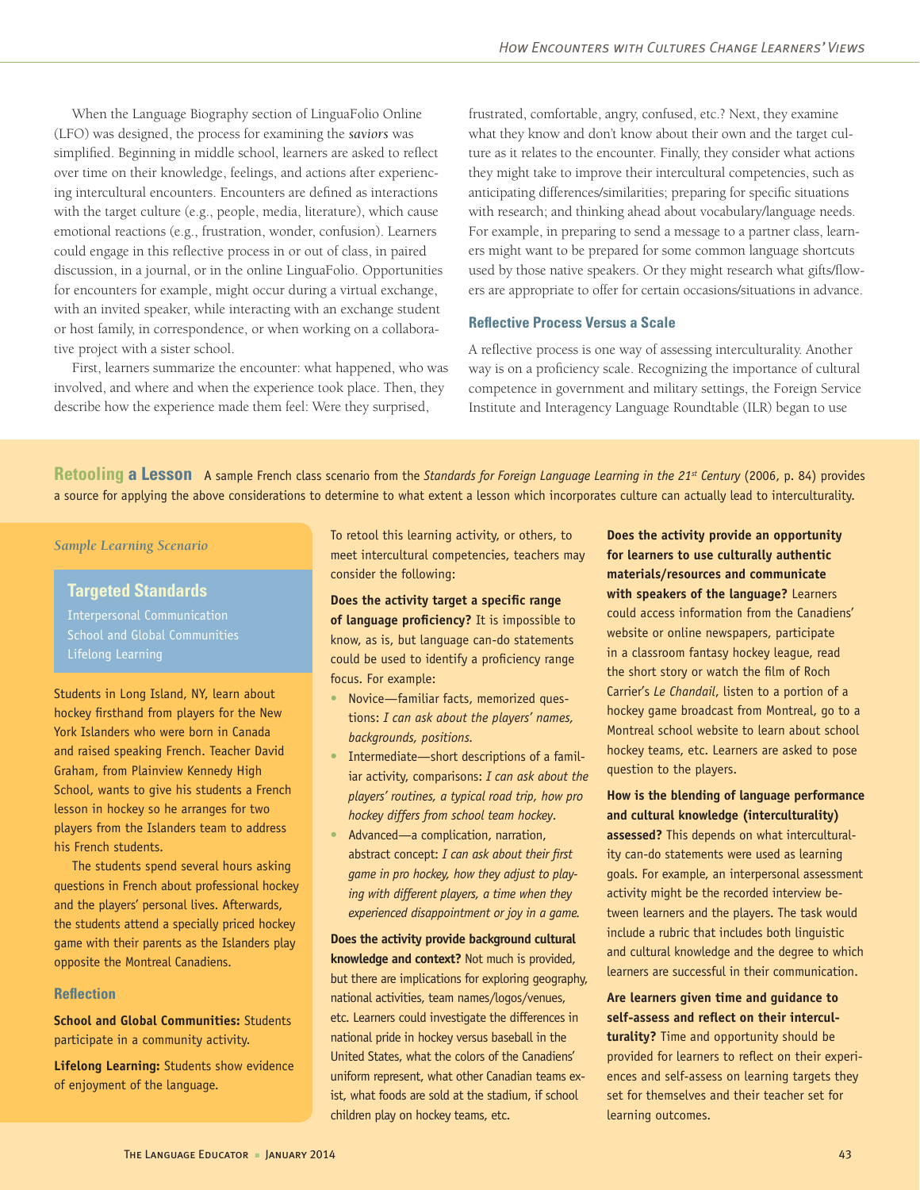When the Language Biography section of LinguaFolio Online (LFO) was designed, the process for examining the *saviors* was simplified. Beginning in middle school, learners are asked to reflect over time on their knowledge, feelings, and actions after experiencing intercultural encounters. Encounters are defined as interactions with the target culture (e.g., people, media, literature), which cause emotional reactions (e.g., frustration, wonder, confusion). Learners could engage in this reflective process in or out of class, in paired discussion, in a journal, or in the online LinguaFolio. Opportunities for encounters for example, might occur during a virtual exchange, with an invited speaker, while interacting with an exchange student or host family, in correspondence, or when working on a collaborative project with a sister school.

First, learners summarize the encounter: what happened, who was involved, and where and when the experience took place. Then, they describe how the experience made them feel: Were they surprised, frustrated, comfortable, angry, confused, etc.? Next, they examine what they know and don't know about their own and the target culture as it relates to the encounter. Finally, they consider what actions they might take to improve their intercultural competencies, such as anticipating differences/similarities; preparing for specific situations with research; and thinking ahead about vocabulary/language needs. For example, in preparing to send a message to a partner class, learners might want to be prepared for some common language shortcuts used by those native speakers. Or they might research what gifts/flowers are appropriate to offer for certain occasions/situations in advance.

### Reflective Process Versus a Scale

A reflective process is one way of assessing interculturality. Another way is on a proficiency scale. Recognizing the importance of cultural competence in government and military settings, the Foreign Service Institute and Interagency Language Roundtable (ILR) began to use

## Retooling a Lesson

A sample French class scenario from the *Standards for Foreign Language Learning in the 21st Century* (2006, p. 84) provides a source for applying the above considerations to determine to what extent a lesson which incorporates culture can actually lead to interculturality.

*Sample Learning Scenario*

### Targeted Standards

Interpersonal Communication
School and Global Communities
Lifelong Learning

Students in Long Island, NY, learn about hockey firsthand from players for the New York Islanders who were born in Canada and raised speaking French. Teacher David Graham, from Plainview Kennedy High School, wants to give his students a French lesson in hockey so he arranges for two players from the Islanders team to address his French students.

The students spend several hours asking questions in French about professional hockey and the players' personal lives. Afterwards, the students attend a specially priced hockey game with their parents as the Islanders play opposite the Montreal Canadiens.

### Reflection

**School and Global Communities:** Students participate in a community activity.

**Lifelong Learning:** Students show evidence of enjoyment of the language.

To retool this learning activity, or others, to meet intercultural competencies, teachers may consider the following:

**Does the activity target a specific range of language proficiency?** It is impossible to know, as is, but language can-do statements could be used to identify a proficiency range focus. For example:

- Novice—familiar facts, memorized questions: *I can ask about the players' names, backgrounds, positions.*
- Intermediate—short descriptions of a familiar activity, comparisons: *I can ask about the players' routines, a typical road trip, how pro hockey differs from school team hockey*.
- Advanced—a complication, narration, abstract concept: *I can ask about their first game in pro hockey, how they adjust to playing with different players, a time when they experienced disappointment or joy in a game.*

**Does the activity provide background cultural knowledge and context?** Not much is provided, but there are implications for exploring geography, national activities, team names/logos/venues, etc. Learners could investigate the differences in national pride in hockey versus baseball in the United States, what the colors of the Canadiens' uniform represent, what other Canadian teams exist, what foods are sold at the stadium, if school children play on hockey teams, etc.

**Does the activity provide an opportunity for learners to use culturally authentic materials/resources and communicate with speakers of the language?** Learners could access information from the Canadiens' website or online newspapers, participate in a classroom fantasy hockey league, read the short story or watch the film of Roch Carrier's *Le Chandail*, listen to a portion of a hockey game broadcast from Montreal, go to a Montreal school website to learn about school hockey teams, etc. Learners are asked to pose question to the players.

**How is the blending of language performance and cultural knowledge (interculturality) assessed?** This depends on what interculturality can-do statements were used as learning goals. For example, an interpersonal assessment activity might be the recorded interview between learners and the players. The task would include a rubric that includes both linguistic and cultural knowledge and the degree to which learners are successful in their communication.

**Are learners given time and guidance to self-assess and reflect on their interculturality?** Time and opportunity should be provided for learners to reflect on their experiences and self-assess on learning targets they set for themselves and their teacher set for learning outcomes.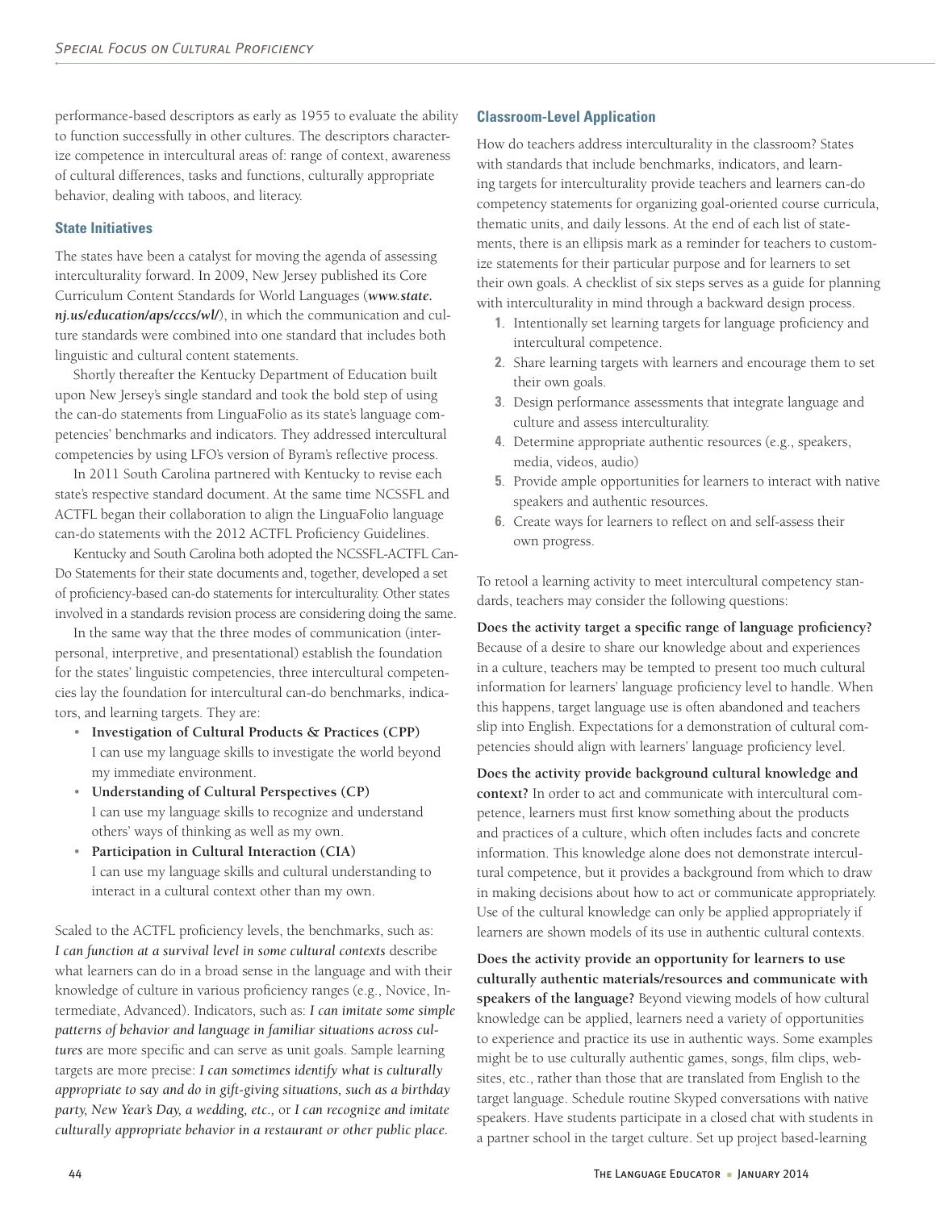performance-based descriptors as early as 1955 to evaluate the ability to function successfully in other cultures. The descriptors characterize competence in intercultural areas of: range of context, awareness of cultural differences, tasks and functions, culturally appropriate behavior, dealing with taboos, and literacy.

### State Initiatives

The states have been a catalyst for moving the agenda of assessing interculturality forward. In 2009, New Jersey published its Core Curriculum Content Standards for World Languages (***www.state.nj.us/education/aps/cccs/wl/***), in which the communication and culture standards were combined into one standard that includes both linguistic and cultural content statements.

Shortly thereafter the Kentucky Department of Education built upon New Jersey's single standard and took the bold step of using the can-do statements from LinguaFolio as its state's language competencies' benchmarks and indicators. They addressed intercultural competencies by using LFO's version of Byram's reflective process.

In 2011 South Carolina partnered with Kentucky to revise each state's respective standard document. At the same time NCSSFL and ACTFL began their collaboration to align the LinguaFolio language can-do statements with the 2012 ACTFL Proficiency Guidelines.

Kentucky and South Carolina both adopted the NCSSFL-ACTFL Can-Do Statements for their state documents and, together, developed a set of proficiency-based can-do statements for interculturality. Other states involved in a standards revision process are considering doing the same.

In the same way that the three modes of communication (interpersonal, interpretive, and presentational) establish the foundation for the states' linguistic competencies, three intercultural competencies lay the foundation for intercultural can-do benchmarks, indicators, and learning targets. They are:

- **Investigation of Cultural Products & Practices (CPP)**
  I can use my language skills to investigate the world beyond my immediate environment.
- **Understanding of Cultural Perspectives (CP)**
  I can use my language skills to recognize and understand others' ways of thinking as well as my own.
- **Participation in Cultural Interaction (CIA)**
  I can use my language skills and cultural understanding to interact in a cultural context other than my own.

Scaled to the ACTFL proficiency levels, the benchmarks, such as: ***I can function at a survival level in some cultural contexts*** describe what learners can do in a broad sense in the language and with their knowledge of culture in various proficiency ranges (e.g., Novice, Intermediate, Advanced). Indicators, such as: ***I can imitate some simple patterns of behavior and language in familiar situations across cultures*** are more specific and can serve as unit goals. Sample learning targets are more precise: ***I can sometimes identify what is culturally appropriate to say and do in gift-giving situations, such as a birthday party, New Year's Day, a wedding, etc.,*** or ***I can recognize and imitate culturally appropriate behavior in a restaurant or other public place.***

### Classroom-Level Application

How do teachers address interculturality in the classroom? States with standards that include benchmarks, indicators, and learning targets for interculturality provide teachers and learners can-do competency statements for organizing goal-oriented course curricula, thematic units, and daily lessons. At the end of each list of statements, there is an ellipsis mark as a reminder for teachers to customize statements for their particular purpose and for learners to set their own goals. A checklist of six steps serves as a guide for planning with interculturality in mind through a backward design process.

1. Intentionally set learning targets for language proficiency and intercultural competence.
2. Share learning targets with learners and encourage them to set their own goals.
3. Design performance assessments that integrate language and culture and assess interculturality.
4. Determine appropriate authentic resources (e.g., speakers, media, videos, audio)
5. Provide ample opportunities for learners to interact with native speakers and authentic resources.
6. Create ways for learners to reflect on and self-assess their own progress.

To retool a learning activity to meet intercultural competency standards, teachers may consider the following questions:

**Does the activity target a specific range of language proficiency?** Because of a desire to share our knowledge about and experiences in a culture, teachers may be tempted to present too much cultural information for learners' language proficiency level to handle. When this happens, target language use is often abandoned and teachers slip into English. Expectations for a demonstration of cultural competencies should align with learners' language proficiency level.

**Does the activity provide background cultural knowledge and context?** In order to act and communicate with intercultural competence, learners must first know something about the products and practices of a culture, which often includes facts and concrete information. This knowledge alone does not demonstrate intercultural competence, but it provides a background from which to draw in making decisions about how to act or communicate appropriately. Use of the cultural knowledge can only be applied appropriately if learners are shown models of its use in authentic cultural contexts.

**Does the activity provide an opportunity for learners to use culturally authentic materials/resources and communicate with speakers of the language?** Beyond viewing models of how cultural knowledge can be applied, learners need a variety of opportunities to experience and practice its use in authentic ways. Some examples might be to use culturally authentic games, songs, film clips, websites, etc., rather than those that are translated from English to the target language. Schedule routine Skyped conversations with native speakers. Have students participate in a closed chat with students in a partner school in the target culture. Set up project based-learning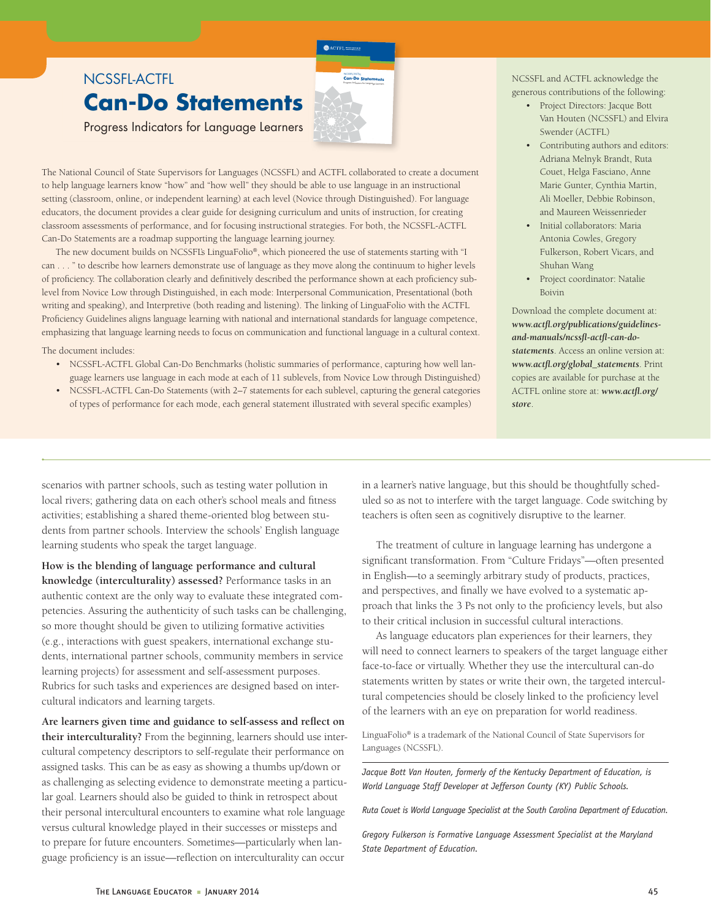## NCSSFL-ACTFL

# Can-Do Statements

Progress Indicators for Language Learners

The National Council of State Supervisors for Languages (NCSSFL) and ACTFL collaborated to create a document to help language learners know "how" and "how well" they should be able to use language in an instructional setting (classroom, online, or independent learning) at each level (Novice through Distinguished). For language educators, the document provides a clear guide for designing curriculum and units of instruction, for creating classroom assessments of performance, and for focusing instructional strategies. For both, the NCSSFL-ACTFL Can-Do Statements are a roadmap supporting the language learning journey.

The new document builds on NCSSFL's LinguaFolio®, which pioneered the use of statements starting with "I can . . . " to describe how learners demonstrate use of language as they move along the continuum to higher levels of proficiency. The collaboration clearly and definitively described the performance shown at each proficiency sub-level from Novice Low through Distinguished, in each mode: Interpersonal Communication, Presentational (both writing and speaking), and Interpretive (both reading and listening). The linking of LinguaFolio with the ACTFL Proficiency Guidelines aligns language learning with national and international standards for language competence, emphasizing that language learning needs to focus on communication and functional language in a cultural context.

The document includes:

- NCSSFL-ACTFL Global Can-Do Benchmarks (holistic summaries of performance, capturing how well language learners use language in each mode at each of 11 sublevels, from Novice Low through Distinguished)
- NCSSFL-ACTFL Can-Do Statements (with 2–7 statements for each sublevel, capturing the general categories of types of performance for each mode, each general statement illustrated with several specific examples)

NCSSFL and ACTFL acknowledge the generous contributions of the following:

- Project Directors: Jacque Bott Van Houten (NCSSFL) and Elvira Swender (ACTFL)
- Contributing authors and editors: Adriana Melnyk Brandt, Ruta Couet, Helga Fasciano, Anne Marie Gunter, Cynthia Martin, Ali Moeller, Debbie Robinson, and Maureen Weissenrieder
- Initial collaborators: Maria Antonia Cowles, Gregory Fulkerson, Robert Vicars, and Shuhan Wang
- Project coordinator: Natalie Boivin

Download the complete document at: ***www.actfl.org/publications/guidelines-and-manuals/ncssfl-actfl-can-do-statements***. Access an online version at: ***www.actfl.org/global_statements***. Print copies are available for purchase at the ACTFL online store at: ***www.actfl.org/store***.

---

scenarios with partner schools, such as testing water pollution in local rivers; gathering data on each other's school meals and fitness activities; establishing a shared theme-oriented blog between students from partner schools. Interview the schools' English language learning students who speak the target language.

**How is the blending of language performance and cultural knowledge (interculturality) assessed?** Performance tasks in an authentic context are the only way to evaluate these integrated competencies. Assuring the authenticity of such tasks can be challenging, so more thought should be given to utilizing formative activities (e.g., interactions with guest speakers, international exchange students, international partner schools, community members in service learning projects) for assessment and self-assessment purposes. Rubrics for such tasks and experiences are designed based on intercultural indicators and learning targets.

**Are learners given time and guidance to self-assess and reflect on their interculturality?** From the beginning, learners should use intercultural competency descriptors to self-regulate their performance on assigned tasks. This can be as easy as showing a thumbs up/down or as challenging as selecting evidence to demonstrate meeting a particular goal. Learners should also be guided to think in retrospect about their personal intercultural encounters to examine what role language versus cultural knowledge played in their successes or missteps and to prepare for future encounters. Sometimes—particularly when language proficiency is an issue—reflection on interculturality can occur in a learner's native language, but this should be thoughtfully scheduled so as not to interfere with the target language. Code switching by teachers is often seen as cognitively disruptive to the learner.

The treatment of culture in language learning has undergone a significant transformation. From "Culture Fridays"—often presented in English—to a seemingly arbitrary study of products, practices, and perspectives, and finally we have evolved to a systematic approach that links the 3 Ps not only to the proficiency levels, but also to their critical inclusion in successful cultural interactions.

As language educators plan experiences for their learners, they will need to connect learners to speakers of the target language either face-to-face or virtually. Whether they use the intercultural can-do statements written by states or write their own, the targeted intercultural competencies should be closely linked to the proficiency level of the learners with an eye on preparation for world readiness.

LinguaFolio® is a trademark of the National Council of State Supervisors for Languages (NCSSFL).

---

*Jacque Bott Van Houten, formerly of the Kentucky Department of Education, is World Language Staff Developer at Jefferson County (KY) Public Schools.*

*Ruta Couet is World Language Specialist at the South Carolina Department of Education.*

*Gregory Fulkerson is Formative Language Assessment Specialist at the Maryland State Department of Education.*